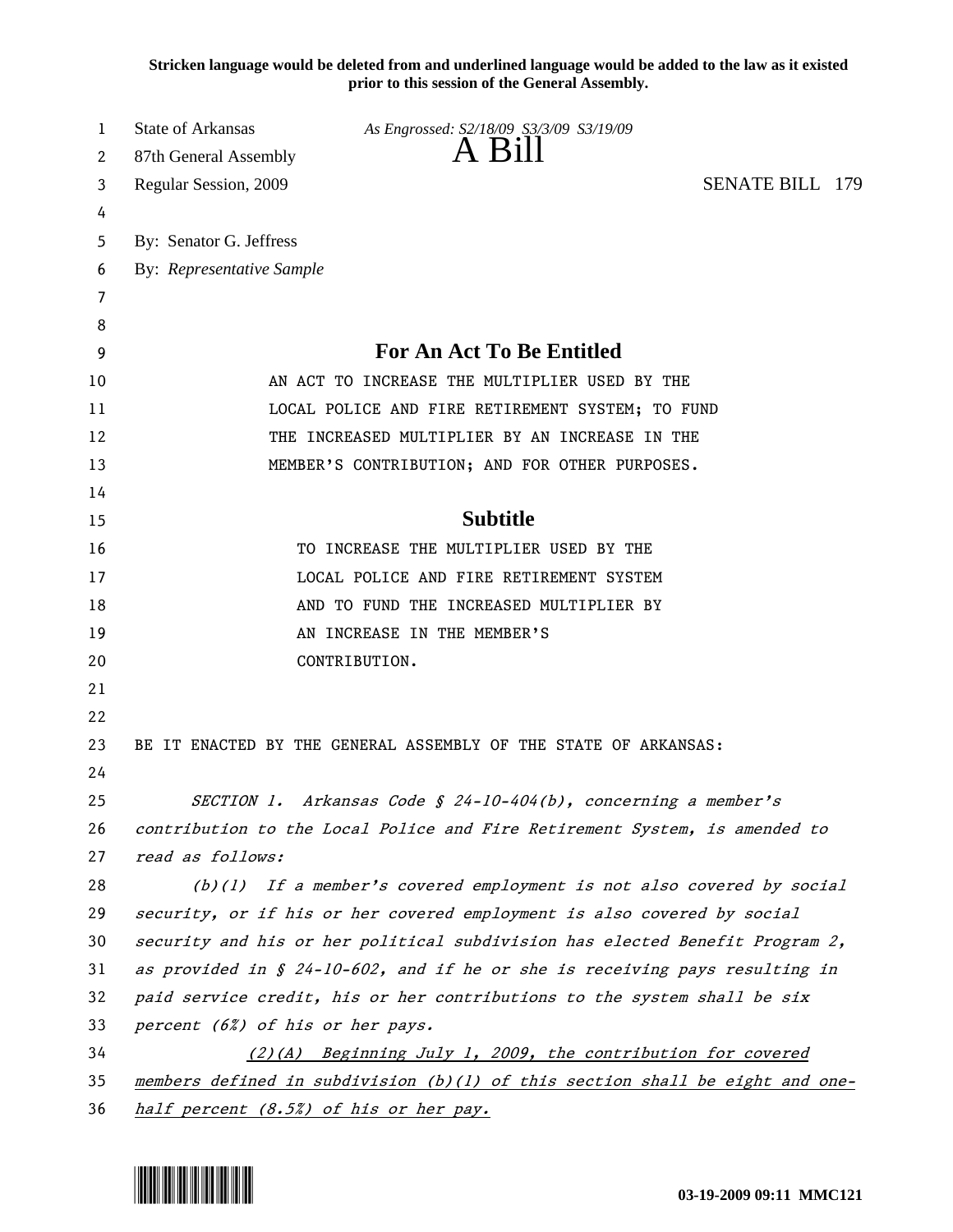**Stricken language would be deleted from and underlined language would be added to the law as it existed prior to this session of the General Assembly.**

State of Arkansas *As Engrossed: S2/18/09 S3/3/09 S3/19/09*

87th General Assembly

# A Bill

Regular Session, 2009 SENATE BILL 179

By: Senator G. Jeffress

By: *Representative Sample*

## For An Act To Be Entitled

AN ACT TO INCREASE THE MULTIPLIER USED BY THE LOCAL POLICE AND FIRE RETIREMENT SYSTEM; TO FUND THE INCREASED MULTIPLIER BY AN INCREASE IN THE MEMBER'S CONTRIBUTION; AND FOR OTHER PURPOSES.

## Subtitle

TO INCREASE THE MULTIPLIER USED BY THE LOCAL POLICE AND FIRE RETIREMENT SYSTEM AND TO FUND THE INCREASED MULTIPLIER BY AN INCREASE IN THE MEMBER'S CONTRIBUTION.

BE IT ENACTED BY THE GENERAL ASSEMBLY OF THE STATE OF ARKANSAS:

*SECTION 1. Arkansas Code § 24-10-404(b), concerning a member's contribution to the Local Police and Fire Retirement System, is amended to read as follows:*

*(b)(1) If a member's covered employment is not also covered by social security, or if his or her covered employment is also covered by social security and his or her political subdivision has elected Benefit Program 2, as provided in § 24-10-602, and if he or she is receiving pays resulting in paid service credit, his or her contributions to the system shall be six percent (6%) of his or her pays.*

<u>*(2)(A) Beginning July 1, 2009, the contribution for covered members defined in subdivision (b)(1) of this section shall be eight and one-half percent (8.5%) of his or her pay.*</u>

03-19-2009 09:11 MMC121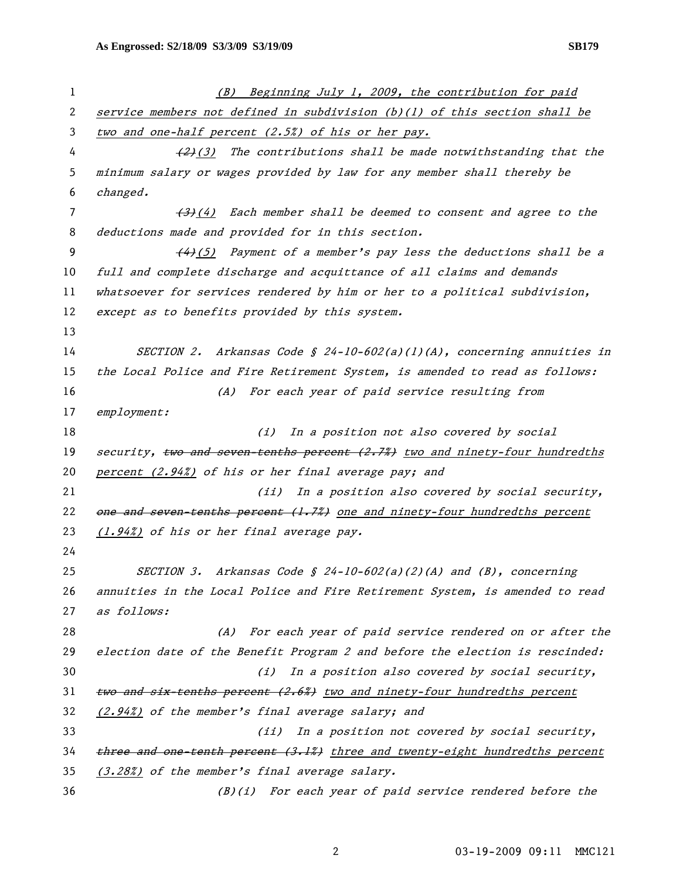(B) Beginning July 1, 2009, the contribution for paid service members not defined in subdivision (b)(1) of this section shall be two and one-half percent (2.5%) of his or her pay.

~~(2)~~(3) The contributions shall be made notwithstanding that the minimum salary or wages provided by law for any member shall thereby be changed.

~~(3)~~(4) Each member shall be deemed to consent and agree to the deductions made and provided for in this section.

~~(4)~~(5) Payment of a member's pay less the deductions shall be a full and complete discharge and acquittance of all claims and demands whatsoever for services rendered by him or her to a political subdivision, except as to benefits provided by this system.

SECTION 2. Arkansas Code § 24-10-602(a)(1)(A), concerning annuities in the Local Police and Fire Retirement System, is amended to read as follows:

(A) For each year of paid service resulting from employment:

(i) In a position not also covered by social security, ~~two and seven-tenths percent (2.7%)~~ two and ninety-four hundredths percent (2.94%) of his or her final average pay; and

(ii) In a position also covered by social security, ~~one and seven-tenths percent (1.7%)~~ one and ninety-four hundredths percent (1.94%) of his or her final average pay.

SECTION 3. Arkansas Code § 24-10-602(a)(2)(A) and (B), concerning annuities in the Local Police and Fire Retirement System, is amended to read as follows:

(A) For each year of paid service rendered on or after the election date of the Benefit Program 2 and before the election is rescinded:

(i) In a position also covered by social security, ~~two and six-tenths percent (2.6%)~~ two and ninety-four hundredths percent (2.94%) of the member's final average salary; and

(ii) In a position not covered by social security, ~~three and one-tenth percent (3.1%)~~ three and twenty-eight hundredths percent (3.28%) of the member's final average salary.

(B)(i) For each year of paid service rendered before the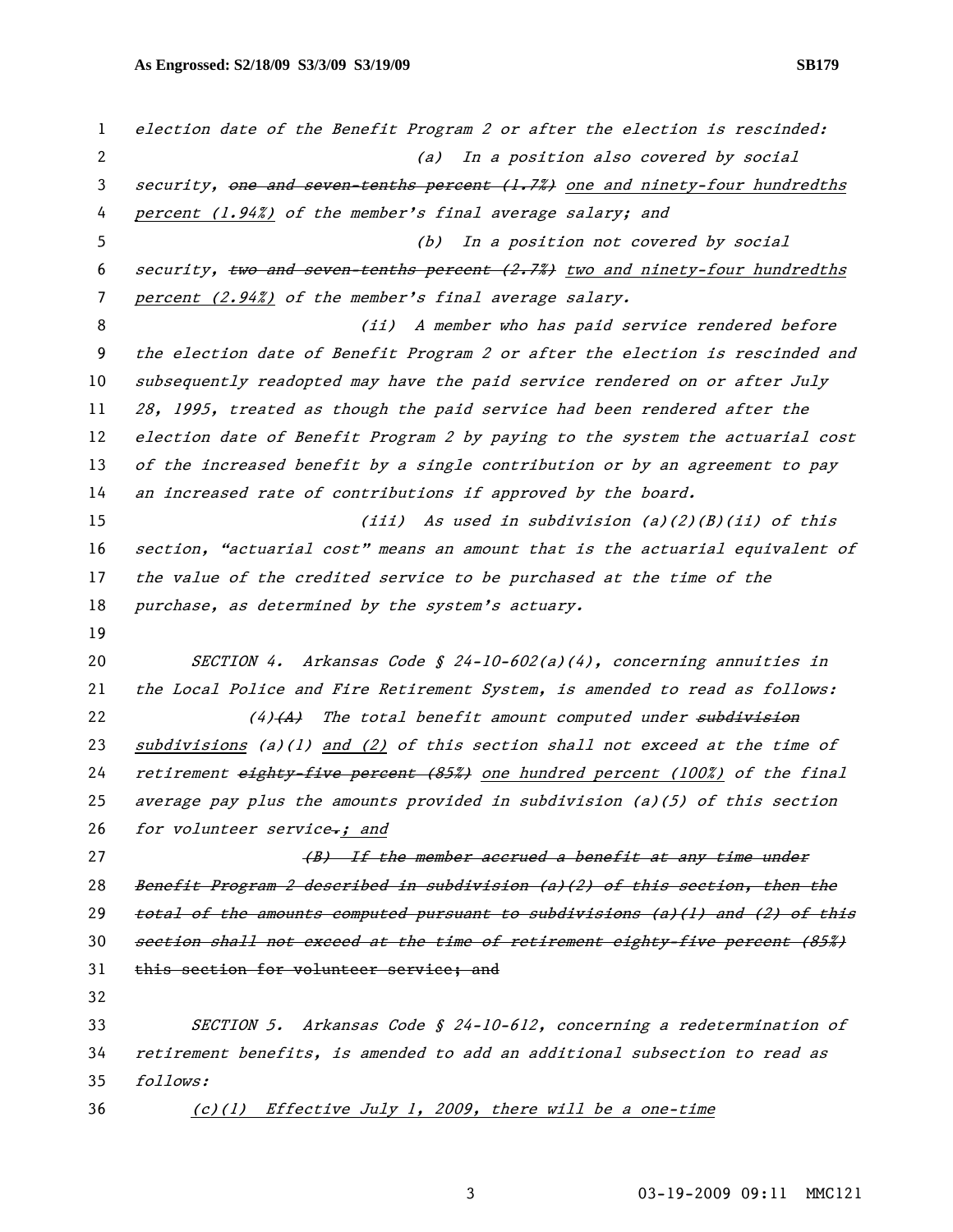election date of the Benefit Program 2 or after the election is rescinded:

(a) In a position also covered by social security, ~~one and seven-tenths percent (1.7%)~~ <u>one and ninety-four hundredths percent (1.94%)</u> of the member's final average salary; and

(b) In a position not covered by social security, ~~two and seven-tenths percent (2.7%)~~ <u>two and ninety-four hundredths percent (2.94%)</u> of the member's final average salary.

(ii) A member who has paid service rendered before the election date of Benefit Program 2 or after the election is rescinded and subsequently readopted may have the paid service rendered on or after July 28, 1995, treated as though the paid service had been rendered after the election date of Benefit Program 2 by paying to the system the actuarial cost of the increased benefit by a single contribution or by an agreement to pay an increased rate of contributions if approved by the board.

(iii) As used in subdivision (a)(2)(B)(ii) of this section, "actuarial cost" means an amount that is the actuarial equivalent of the value of the credited service to be purchased at the time of the purchase, as determined by the system's actuary.

SECTION 4. Arkansas Code § 24-10-602(a)(4), concerning annuities in the Local Police and Fire Retirement System, is amended to read as follows:

(4)~~(A)~~ The total benefit amount computed under ~~subdivision~~ <u>subdivisions</u> (a)(1) <u>and (2)</u> of this section shall not exceed at the time of retirement ~~eighty-five percent (85%)~~ <u>one hundred percent (100%)</u> of the final average pay plus the amounts provided in subdivision (a)(5) of this section for volunteer service~~.; and~~

~~(B) If the member accrued a benefit at any time under Benefit Program 2 described in subdivision (a)(2) of this section, then the total of the amounts computed pursuant to subdivisions (a)(1) and (2) of this section shall not exceed at the time of retirement eighty-five percent (85%) this section for volunteer service; and~~

SECTION 5. Arkansas Code § 24-10-612, concerning a redetermination of retirement benefits, is amended to add an additional subsection to read as follows:

<u>(c)(1) Effective July 1, 2009, there will be a one-time</u>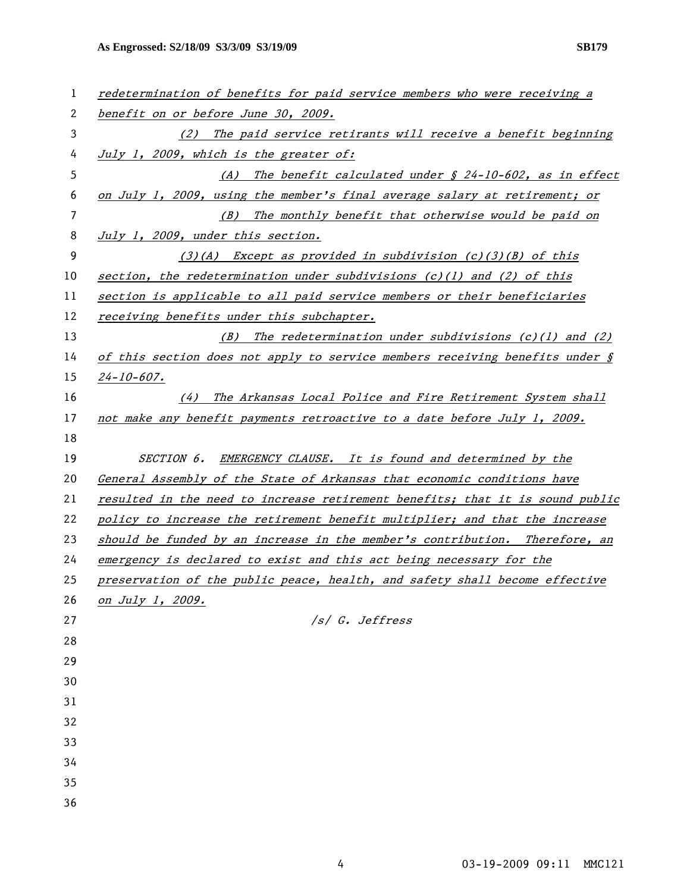*redetermination of benefits for paid service members who were receiving a benefit on or before June 30, 2009.*

*(2) The paid service retirants will receive a benefit beginning July 1, 2009, which is the greater of:*

*(A) The benefit calculated under § 24-10-602, as in effect on July 1, 2009, using the member's final average salary at retirement; or*

*(B) The monthly benefit that otherwise would be paid on July 1, 2009, under this section.*

*(3)(A) Except as provided in subdivision (c)(3)(B) of this section, the redetermination under subdivisions (c)(1) and (2) of this section is applicable to all paid service members or their beneficiaries receiving benefits under this subchapter.*

*(B) The redetermination under subdivisions (c)(1) and (2) of this section does not apply to service members receiving benefits under § 24-10-607.*

*(4) The Arkansas Local Police and Fire Retirement System shall not make any benefit payments retroactive to a date before July 1, 2009.*

*SECTION 6. EMERGENCY CLAUSE. It is found and determined by the General Assembly of the State of Arkansas that economic conditions have resulted in the need to increase retirement benefits; that it is sound public policy to increase the retirement benefit multiplier; and that the increase should be funded by an increase in the member's contribution. Therefore, an emergency is declared to exist and this act being necessary for the preservation of the public peace, health, and safety shall become effective on July 1, 2009.*

/s/ G. Jeffress